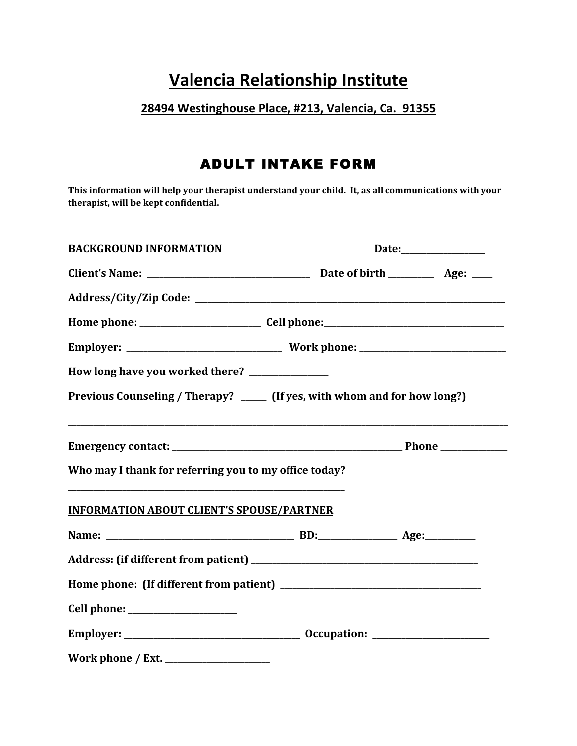# Valencia Relationship Institute

## 28494 Westinghouse Place, #213, Valencia, Ca. 91355

## ADULT INTAKE FORM

**This information will help your therapist understand your child. It, as all communications with your therapist, will be kept confidential.**

**BACKGROUND INFORMATION** **Date:__________________**

**Client's Name: ____________________________________ Date of birth __________ Age: ____**

**Address/City/Zip Code: ________________________________________________________________________**

**Home phone: ___________________________ Cell phone:________________________________________**

**Employer: __________________________________ Work phone: ________________________________**

**How long have you worked there? _________________**

**Previous Counseling / Therapy? ______ (If yes, with whom and for how long?)**

____________________________________________________________________________________________________

**Emergency contact: ____________________________________________________ Phone _______________**

**Who may I thank for referring you to my office today?**

_______________________________________________________________

**INFORMATION ABOUT CLIENT'S SPOUSE/PARTNER**

**Name: ___________________________________________ BD:__________________ Age:___________**

**Address: (if different from patient) __________________________________________________**

**Home phone: (If different from patient) _____________________________________________**

**Cell phone: ________________________**

**Employer: ________________________________________ Occupation: ___________________________**

**Work phone / Ext. _______________________**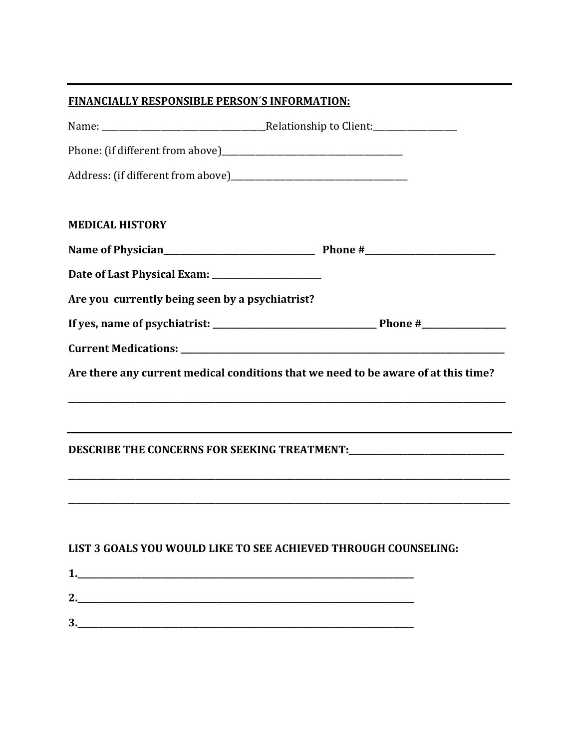---

**FINANCIALLY RESPONSIBLE PERSON´S INFORMATION:**

Name: _____________________________________Relationship to Client:___________________

Phone: (if different from above)___________________________________________

Address: (if different from above)__________________________________________

**MEDICAL HISTORY**

**Name of Physician___________________________________ Phone #_____________________________**

**Date of Last Physical Exam: _________________________**

**Are you currently being seen by a psychiatrist?**

**If yes, name of psychiatrist: ____________________________________ Phone #__________________**

**Current Medications: ___________________________________________________________________________**

**Are there any current medical conditions that we need to be aware of at this time?**

**_____________________________________________________________________________________________________**

---

**DESCRIBE THE CONCERNS FOR SEEKING TREATMENT:___________________________________**

**_____________________________________________________________________________________________________**

**_____________________________________________________________________________________________________**

**LIST 3 GOALS YOU WOULD LIKE TO SEE ACHIEVED THROUGH COUNSELING:**

**1.____________________________________________________________________________**

**2.____________________________________________________________________________**

**3.____________________________________________________________________________**